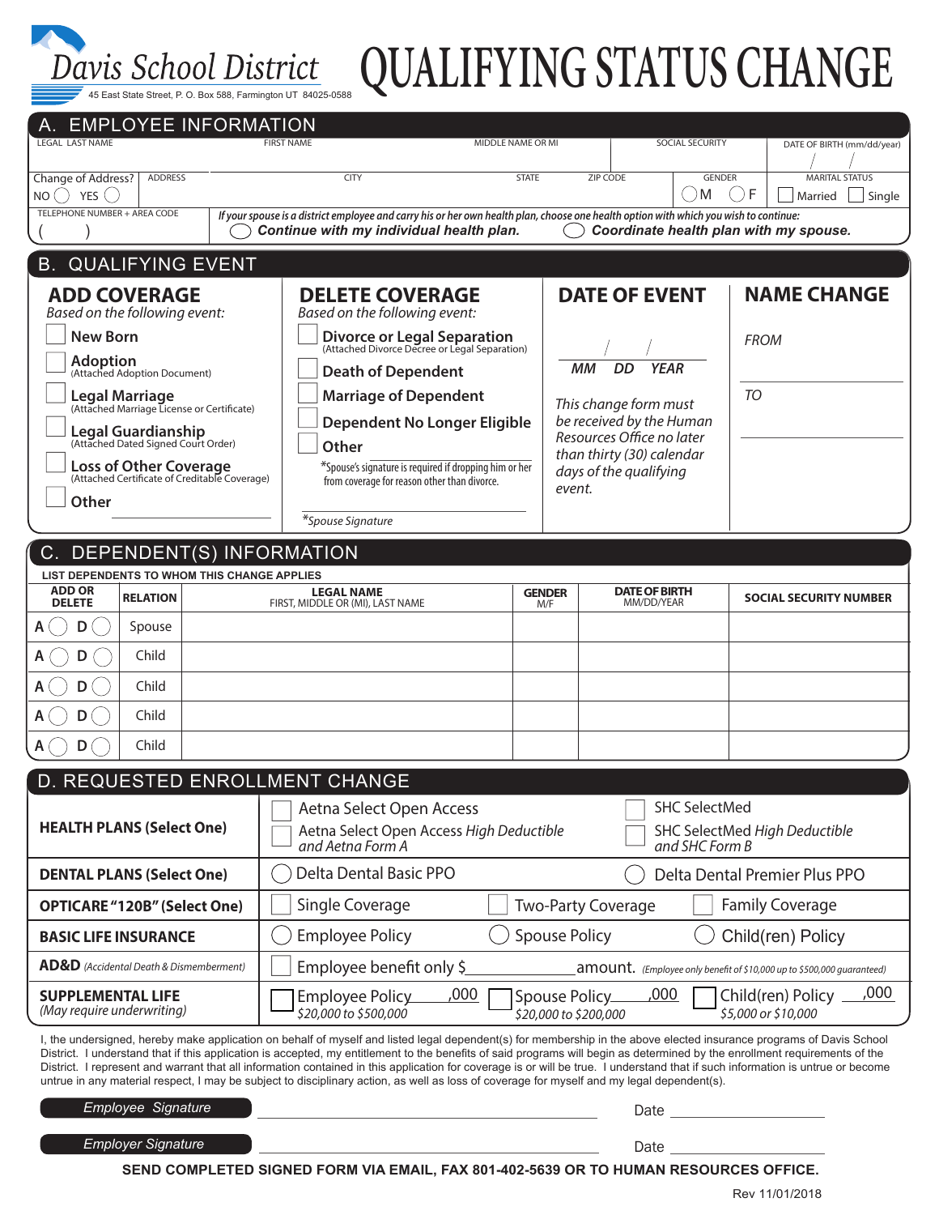# Davis School District

45 East State Street, P. O. Box 588, Farmington UT 84025-0588

# QUALIFYING STATUS CHANGE

## A. EMPLOYEE INFORMATION

| LEGAL LAST NAME | FIRST NAME | MIDDLE NAME OR MI | SOCIAL SECURITY | DATE OF BIRTH (mm/dd/year) |
|---|---|---|---|---|
| | | | | / / |

| Change of Address? NO ◯ YES ◯ | ADDRESS | CITY | STATE | ZIP CODE | GENDER | MARITAL STATUS |
|---|---|---|---|---|---|---|
| | | | | | ◯ M ◯ F | ☐ Married ☐ Single |

TELEPHONE NUMBER + AREA CODE ( )

*If your spouse is a district employee and carry his or her own health plan, choose one health option with which you wish to continue:*

◯ ***Continue with my individual health plan.*** ◯ ***Coordinate health plan with my spouse.***

## B. QUALIFYING EVENT

### ADD COVERAGE

*Based on the following event:*

- ☐ **New Born**
- ☐ **Adoption** (Attached Adoption Document)
- ☐ **Legal Marriage** (Attached Marriage License or Certificate)
- ☐ **Legal Guardianship** (Attached Dated Signed Court Order)
- ☐ **Loss of Other Coverage** (Attached Certificate of Creditable Coverage)
- ☐ **Other** ____________________

### DELETE COVERAGE

*Based on the following event:*

- ☐ **Divorce or Legal Separation** (Attached Divorce Decree or Legal Separation)
- ☐ **Death of Dependent**
- ☐ **Marriage of Dependent**
- ☐ **Dependent No Longer Eligible**
- ☐ **Other**

*Spouse's signature is required if dropping him or her from coverage for reason other than divorce.

____________________
**Spouse Signature*

### DATE OF EVENT

/ /
*MM DD YEAR*

*This change form must be received by the Human Resources Office no later than thirty (30) calendar days of the qualifying event.*

### NAME CHANGE

*FROM* ____________________

*TO* ____________________

## C. DEPENDENT(S) INFORMATION

**LIST DEPENDENTS TO WHOM THIS CHANGE APPLIES**

| ADD OR DELETE | RELATION | LEGAL NAME FIRST, MIDDLE OR (MI), LAST NAME | GENDER M/F | DATE OF BIRTH MM/DD/YEAR | SOCIAL SECURITY NUMBER |
|---|---|---|---|---|---|
| A ◯ D ◯ | Spouse | | | | |
| A ◯ D ◯ | Child | | | | |
| A ◯ D ◯ | Child | | | | |
| A ◯ D ◯ | Child | | | | |
| A ◯ D ◯ | Child | | | | |

## D. REQUESTED ENROLLMENT CHANGE

| | | | |
|---|---|---|---|
| **HEALTH PLANS (Select One)** | ☐ Aetna Select Open Access<br>☐ Aetna Select Open Access *High Deductible and Aetna Form A* | ☐ SHC SelectMed<br>☐ SHC SelectMed *High Deductible and SHC Form B* | |
| **DENTAL PLANS (Select One)** | ◯ Delta Dental Basic PPO | ◯ Delta Dental Premier Plus PPO | |
| **OPTICARE "120B" (Select One)** | ☐ Single Coverage | ☐ Two-Party Coverage | ☐ Family Coverage |
| **BASIC LIFE INSURANCE** | ◯ Employee Policy | ◯ Spouse Policy | ◯ Child(ren) Policy |
| **AD&D** *(Accidental Death & Dismemberment)* | ☐ Employee benefit only $__________ amount. *(Employee only benefit of $10,000 up to $500,000 guaranteed)* | | |
| **SUPPLEMENTAL LIFE** *(May require underwriting)* | ☐ Employee Policy ______,000 *$20,000 to $500,000* | ☐ Spouse Policy ______,000 *$20,000 to $200,000* | ☐ Child(ren) Policy ______,000 *$5,000 or $10,000* |

I, the undersigned, hereby make application on behalf of myself and listed legal dependent(s) for membership in the above elected insurance programs of Davis School District. I understand that if this application is accepted, my entitlement to the benefits of said programs will begin as determined by the enrollment requirements of the District. I represent and warrant that all information contained in this application for coverage is or will be true. I understand that if such information is untrue or become untrue in any material respect, I may be subject to disciplinary action, as well as loss of coverage for myself and my legal dependent(s).

*Employee Signature* ______________________________ Date ______________

*Employer Signature* ______________________________ Date ______________

**SEND COMPLETED SIGNED FORM VIA EMAIL, FAX 801-402-5639 OR TO HUMAN RESOURCES OFFICE.**

Rev 11/01/2018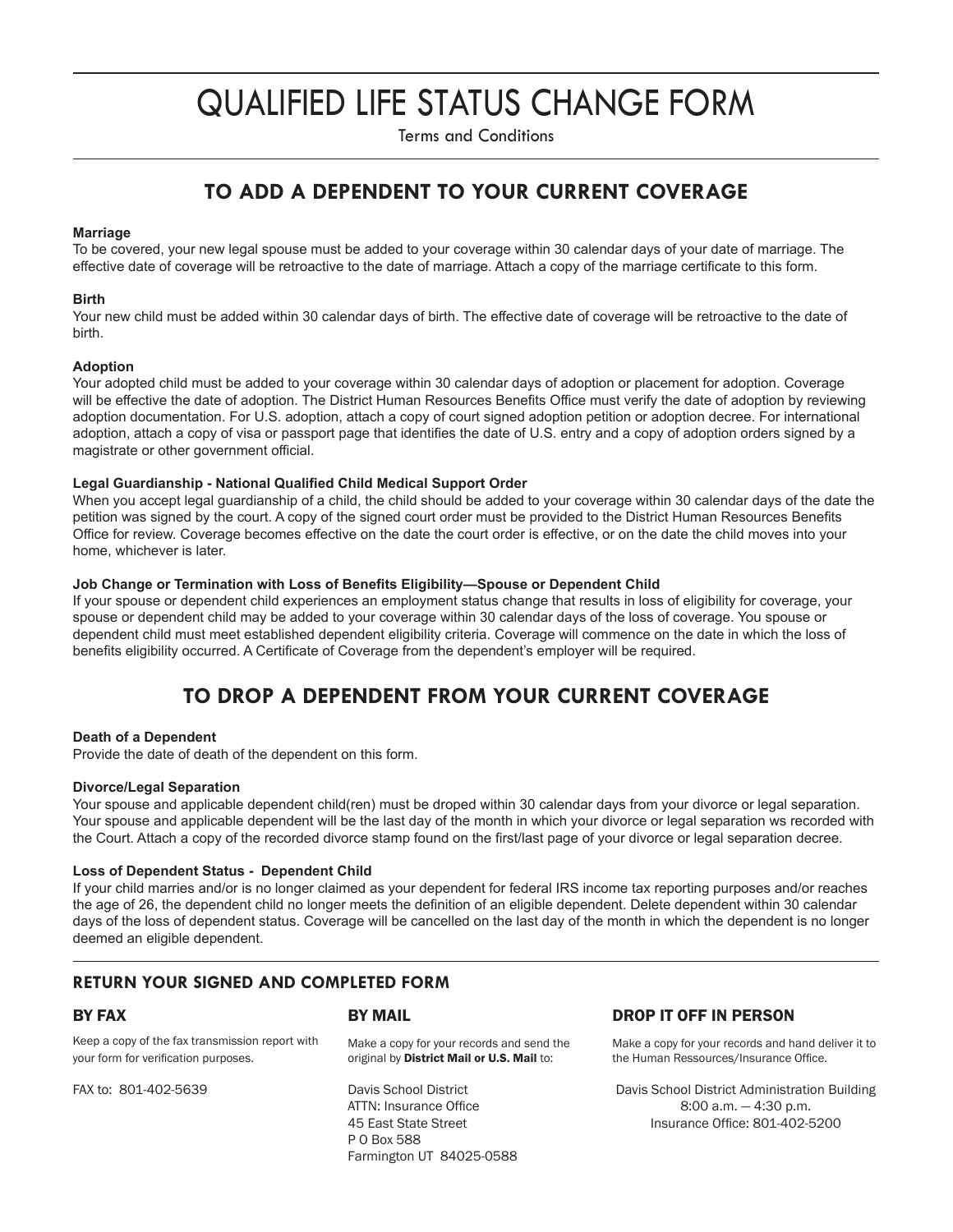# QUALIFIED LIFE STATUS CHANGE FORM

Terms and Conditions

## TO ADD A DEPENDENT TO YOUR CURRENT COVERAGE

**Marriage**

To be covered, your new legal spouse must be added to your coverage within 30 calendar days of your date of marriage. The effective date of coverage will be retroactive to the date of marriage. Attach a copy of the marriage certificate to this form.

**Birth**

Your new child must be added within 30 calendar days of birth. The effective date of coverage will be retroactive to the date of birth.

**Adoption**

Your adopted child must be added to your coverage within 30 calendar days of adoption or placement for adoption. Coverage will be effective the date of adoption. The District Human Resources Benefits Office must verify the date of adoption by reviewing adoption documentation. For U.S. adoption, attach a copy of court signed adoption petition or adoption decree. For international adoption, attach a copy of visa or passport page that identifies the date of U.S. entry and a copy of adoption orders signed by a magistrate or other government official.

**Legal Guardianship - National Qualified Child Medical Support Order**

When you accept legal guardianship of a child, the child should be added to your coverage within 30 calendar days of the date the petition was signed by the court. A copy of the signed court order must be provided to the District Human Resources Benefits Office for review. Coverage becomes effective on the date the court order is effective, or on the date the child moves into your home, whichever is later.

**Job Change or Termination with Loss of Benefits Eligibility—Spouse or Dependent Child**

If your spouse or dependent child experiences an employment status change that results in loss of eligibility for coverage, your spouse or dependent child may be added to your coverage within 30 calendar days of the loss of coverage. You spouse or dependent child must meet established dependent eligibility criteria. Coverage will commence on the date in which the loss of benefits eligibility occurred. A Certificate of Coverage from the dependent's employer will be required.

## TO DROP A DEPENDENT FROM YOUR CURRENT COVERAGE

**Death of a Dependent**

Provide the date of death of the dependent on this form.

**Divorce/Legal Separation**

Your spouse and applicable dependent child(ren) must be droped within 30 calendar days from your divorce or legal separation. Your spouse and applicable dependent will be the last day of the month in which your divorce or legal separation ws recorded with the Court. Attach a copy of the recorded divorce stamp found on the first/last page of your divorce or legal separation decree.

**Loss of Dependent Status - Dependent Child**

If your child marries and/or is no longer claimed as your dependent for federal IRS income tax reporting purposes and/or reaches the age of 26, the dependent child no longer meets the definition of an eligible dependent. Delete dependent within 30 calendar days of the loss of dependent status. Coverage will be cancelled on the last day of the month in which the dependent is no longer deemed an eligible dependent.

### RETURN YOUR SIGNED AND COMPLETED FORM

#### BY FAX

Keep a copy of the fax transmission report with your form for verification purposes.

FAX to: 801-402-5639

#### BY MAIL

Make a copy for your records and send the original by **District Mail or U.S. Mail** to:

Davis School District
ATTN: Insurance Office
45 East State Street
P O Box 588
Farmington UT 84025-0588

#### DROP IT OFF IN PERSON

Make a copy for your records and hand deliver it to the Human Ressources/Insurance Office.

Davis School District Administration Building
8:00 a.m. — 4:30 p.m.
Insurance Office: 801-402-5200